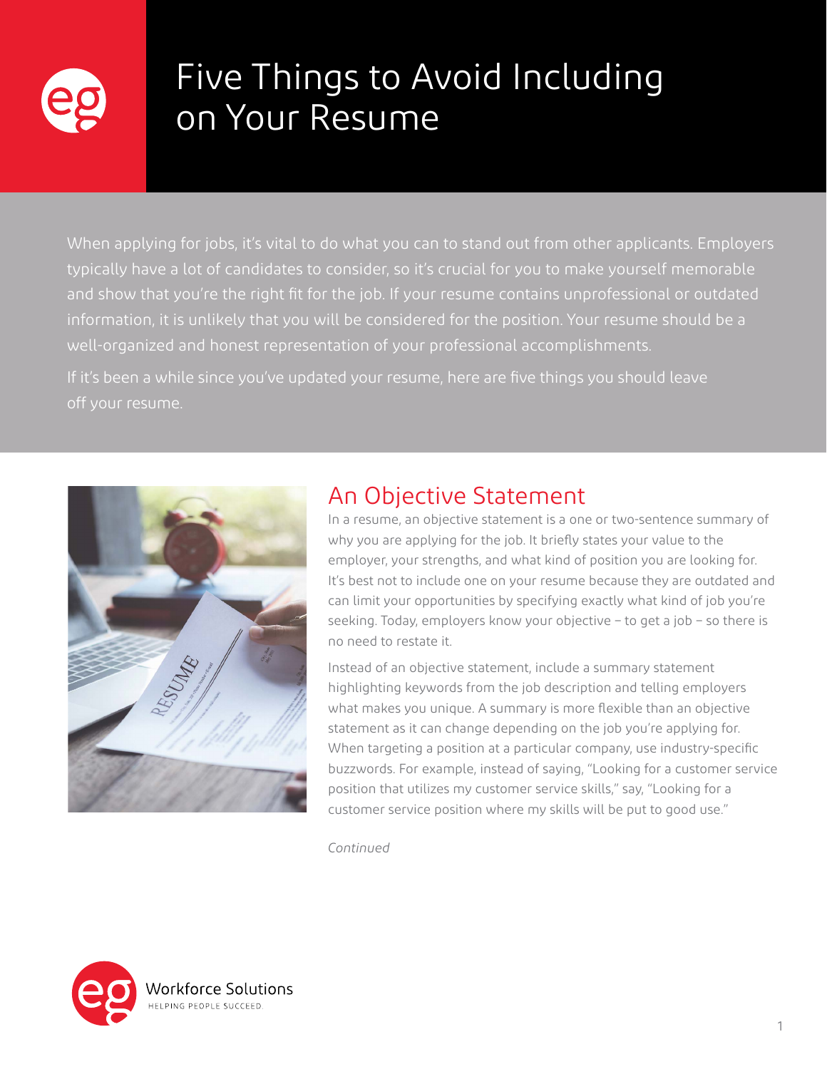# Five Things to Avoid Including on Your Resume

When applying for jobs, it's vital to do what you can to stand out from other applicants. Employers typically have a lot of candidates to consider, so it's crucial for you to make yourself memorable and show that you're the right fit for the job. If your resume contains unprofessional or outdated information, it is unlikely that you will be considered for the position. Your resume should be a well-organized and honest representation of your professional accomplishments.

If it's been a while since you've updated your resume, here are five things you should leave off your resume.

## An Objective Statement

In a resume, an objective statement is a one or two-sentence summary of why you are applying for the job. It briefly states your value to the employer, your strengths, and what kind of position you are looking for. It's best not to include one on your resume because they are outdated and can limit your opportunities by specifying exactly what kind of job you're seeking. Today, employers know your objective – to get a job – so there is no need to restate it.

Instead of an objective statement, include a summary statement highlighting keywords from the job description and telling employers what makes you unique. A summary is more flexible than an objective statement as it can change depending on the job you're applying for. When targeting a position at a particular company, use industry-specific buzzwords. For example, instead of saying, "Looking for a customer service position that utilizes my customer service skills," say, "Looking for a customer service position where my skills will be put to good use."

*Continued*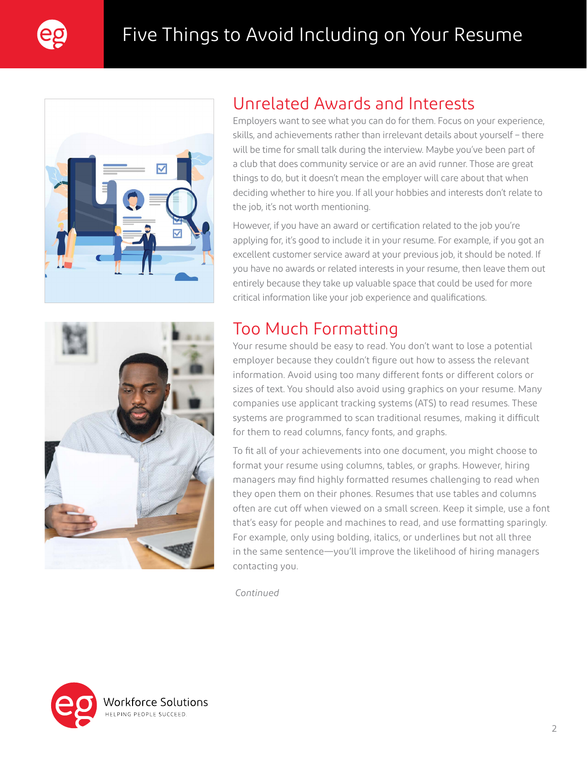# Five Things to Avoid Including on Your Resume

## Unrelated Awards and Interests

Employers want to see what you can do for them. Focus on your experience, skills, and achievements rather than irrelevant details about yourself – there will be time for small talk during the interview. Maybe you've been part of a club that does community service or are an avid runner. Those are great things to do, but it doesn't mean the employer will care about that when deciding whether to hire you. If all your hobbies and interests don't relate to the job, it's not worth mentioning.

However, if you have an award or certification related to the job you're applying for, it's good to include it in your resume. For example, if you got an excellent customer service award at your previous job, it should be noted. If you have no awards or related interests in your resume, then leave them out entirely because they take up valuable space that could be used for more critical information like your job experience and qualifications.

## Too Much Formatting

Your resume should be easy to read. You don't want to lose a potential employer because they couldn't figure out how to assess the relevant information. Avoid using too many different fonts or different colors or sizes of text. You should also avoid using graphics on your resume. Many companies use applicant tracking systems (ATS) to read resumes. These systems are programmed to scan traditional resumes, making it difficult for them to read columns, fancy fonts, and graphs.

To fit all of your achievements into one document, you might choose to format your resume using columns, tables, or graphs. However, hiring managers may find highly formatted resumes challenging to read when they open them on their phones. Resumes that use tables and columns often are cut off when viewed on a small screen. Keep it simple, use a font that's easy for people and machines to read, and use formatting sparingly. For example, only using bolding, italics, or underlines but not all three in the same sentence—you'll improve the likelihood of hiring managers contacting you.

*Continued*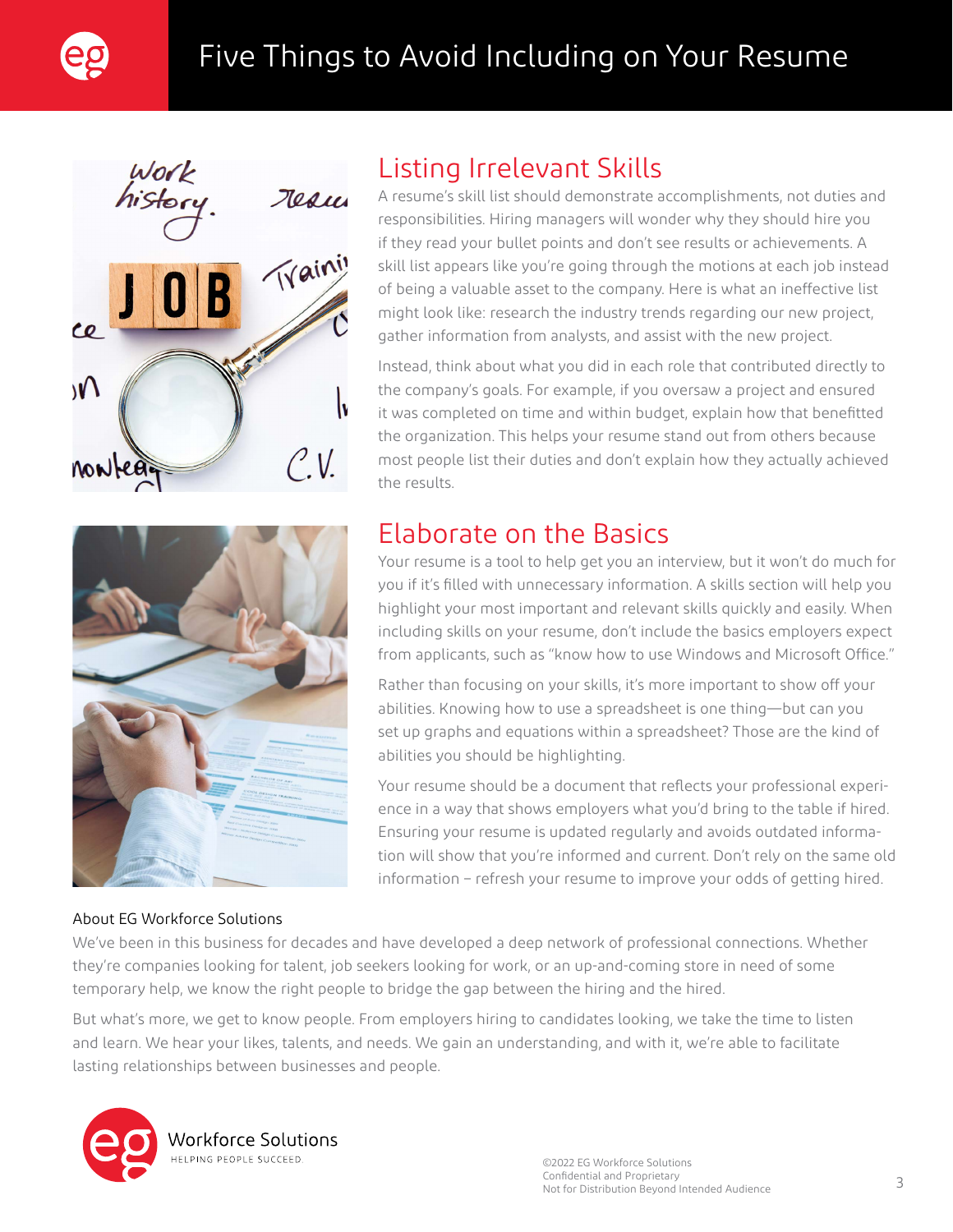# Five Things to Avoid Including on Your Resume

## Listing Irrelevant Skills

A resume's skill list should demonstrate accomplishments, not duties and responsibilities. Hiring managers will wonder why they should hire you if they read your bullet points and don't see results or achievements. A skill list appears like you're going through the motions at each job instead of being a valuable asset to the company. Here is what an ineffective list might look like: research the industry trends regarding our new project, gather information from analysts, and assist with the new project.

Instead, think about what you did in each role that contributed directly to the company's goals. For example, if you oversaw a project and ensured it was completed on time and within budget, explain how that benefitted the organization. This helps your resume stand out from others because most people list their duties and don't explain how they actually achieved the results.

## Elaborate on the Basics

Your resume is a tool to help get you an interview, but it won't do much for you if it's filled with unnecessary information. A skills section will help you highlight your most important and relevant skills quickly and easily. When including skills on your resume, don't include the basics employers expect from applicants, such as "know how to use Windows and Microsoft Office."

Rather than focusing on your skills, it's more important to show off your abilities. Knowing how to use a spreadsheet is one thing—but can you set up graphs and equations within a spreadsheet? Those are the kind of abilities you should be highlighting.

Your resume should be a document that reflects your professional experience in a way that shows employers what you'd bring to the table if hired. Ensuring your resume is updated regularly and avoids outdated information will show that you're informed and current. Don't rely on the same old information – refresh your resume to improve your odds of getting hired.

About EG Workforce Solutions

We've been in this business for decades and have developed a deep network of professional connections. Whether they're companies looking for talent, job seekers looking for work, or an up-and-coming store in need of some temporary help, we know the right people to bridge the gap between the hiring and the hired.

But what's more, we get to know people. From employers hiring to candidates looking, we take the time to listen and learn. We hear your likes, talents, and needs. We gain an understanding, and with it, we're able to facilitate lasting relationships between businesses and people.

Workforce Solutions
HELPING PEOPLE SUCCEED.

©2022 EG Workforce Solutions
Confidential and Proprietary
Not for Distribution Beyond Intended Audience